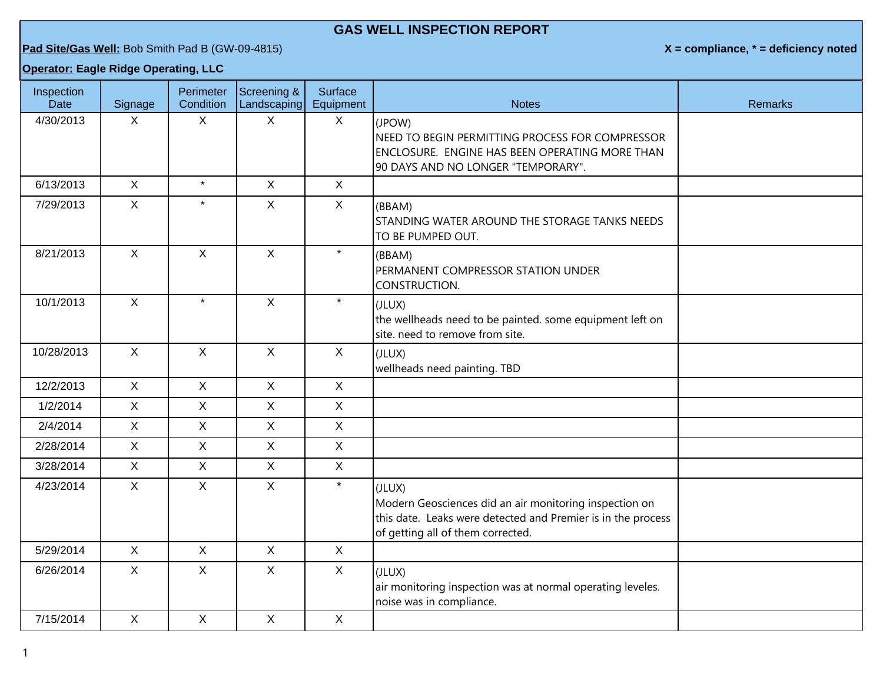# GAS WELL INSPECTION REPORT

**Pad Site/Gas Well:** Bob Smith Pad B (GW-09-4815)

**X = compliance, * = deficiency noted**

**Operator: Eagle Ridge Operating, LLC**

| Inspection Date | Signage | Perimeter Condition | Screening & Landscaping | Surface Equipment | Notes | Remarks |
|---|---|---|---|---|---|---|
| 4/30/2013 | X | X | X | X | (JPOW) NEED TO BEGIN PERMITTING PROCESS FOR COMPRESSOR ENCLOSURE. ENGINE HAS BEEN OPERATING MORE THAN 90 DAYS AND NO LONGER "TEMPORARY". | |
| 6/13/2013 | X | * | X | X | | |
| 7/29/2013 | X | * | X | X | (BBAM) STANDING WATER AROUND THE STORAGE TANKS NEEDS TO BE PUMPED OUT. | |
| 8/21/2013 | X | X | X | * | (BBAM) PERMANENT COMPRESSOR STATION UNDER CONSTRUCTION. | |
| 10/1/2013 | X | * | X | * | (JLUX) the wellheads need to be painted. some equipment left on site. need to remove from site. | |
| 10/28/2013 | X | X | X | X | (JLUX) wellheads need painting. TBD | |
| 12/2/2013 | X | X | X | X | | |
| 1/2/2014 | X | X | X | X | | |
| 2/4/2014 | X | X | X | X | | |
| 2/28/2014 | X | X | X | X | | |
| 3/28/2014 | X | X | X | X | | |
| 4/23/2014 | X | X | X | * | (JLUX) Modern Geosciences did an air monitoring inspection on this date. Leaks were detected and Premier is in the process of getting all of them corrected. | |
| 5/29/2014 | X | X | X | X | | |
| 6/26/2014 | X | X | X | X | (JLUX) air monitoring inspection was at normal operating leveles. noise was in compliance. | |
| 7/15/2014 | X | X | X | X | | |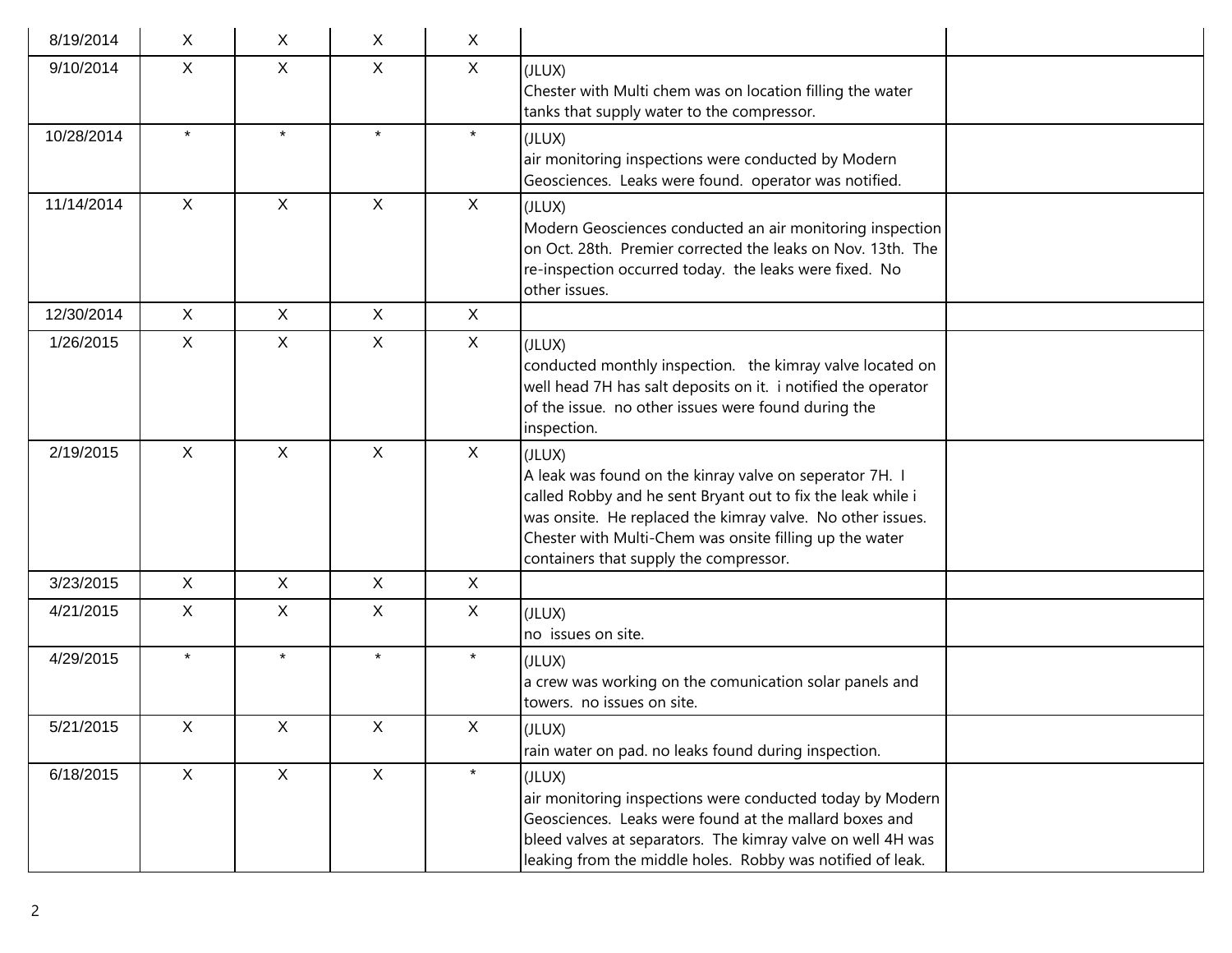| | | | | | | |
|---|---|---|---|---|---|---|
| 8/19/2014 | X | X | X | X | | |
| 9/10/2014 | X | X | X | X | (JLUX)<br>Chester with Multi chem was on location filling the water tanks that supply water to the compressor. | |
| 10/28/2014 | * | * | * | * | (JLUX)<br>air monitoring inspections were conducted by Modern Geosciences. Leaks were found. operator was notified. | |
| 11/14/2014 | X | X | X | X | (JLUX)<br>Modern Geosciences conducted an air monitoring inspection on Oct. 28th. Premier corrected the leaks on Nov. 13th. The re-inspection occurred today. the leaks were fixed. No other issues. | |
| 12/30/2014 | X | X | X | X | | |
| 1/26/2015 | X | X | X | X | (JLUX)<br>conducted monthly inspection. the kimray valve located on well head 7H has salt deposits on it. i notified the operator of the issue. no other issues were found during the inspection. | |
| 2/19/2015 | X | X | X | X | (JLUX)<br>A leak was found on the kinray valve on seperator 7H. I called Robby and he sent Bryant out to fix the leak while i was onsite. He replaced the kimray valve. No other issues. Chester with Multi-Chem was onsite filling up the water containers that supply the compressor. | |
| 3/23/2015 | X | X | X | X | | |
| 4/21/2015 | X | X | X | X | (JLUX)<br>no issues on site. | |
| 4/29/2015 | * | * | * | * | (JLUX)<br>a crew was working on the comunication solar panels and towers. no issues on site. | |
| 5/21/2015 | X | X | X | X | (JLUX)<br>rain water on pad. no leaks found during inspection. | |
| 6/18/2015 | X | X | X | * | (JLUX)<br>air monitoring inspections were conducted today by Modern Geosciences. Leaks were found at the mallard boxes and bleed valves at separators. The kimray valve on well 4H was leaking from the middle holes. Robby was notified of leak. | |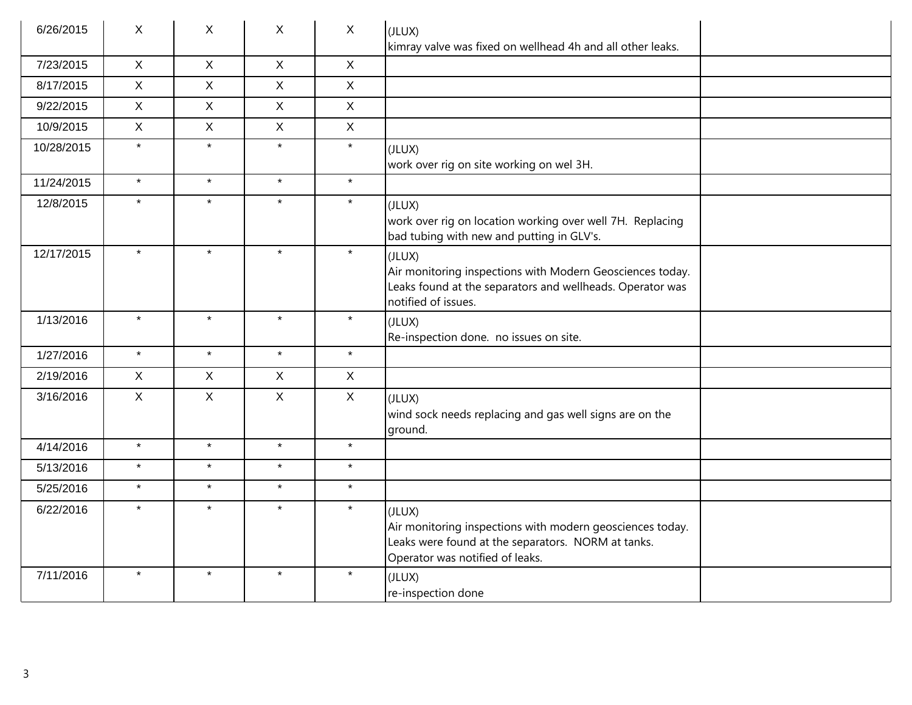| | | | | | | |
|---|---|---|---|---|---|---|
| 6/26/2015 | X | X | X | X | (JLUX)<br>kimray valve was fixed on wellhead 4h and all other leaks. | |
| 7/23/2015 | X | X | X | X | | |
| 8/17/2015 | X | X | X | X | | |
| 9/22/2015 | X | X | X | X | | |
| 10/9/2015 | X | X | X | X | | |
| 10/28/2015 | * | * | * | * | (JLUX)<br>work over rig on site working on wel 3H. | |
| 11/24/2015 | * | * | * | * | | |
| 12/8/2015 | * | * | * | * | (JLUX)<br>work over rig on location working over well 7H. Replacing bad tubing with new and putting in GLV's. | |
| 12/17/2015 | * | * | * | * | (JLUX)<br>Air monitoring inspections with Modern Geosciences today. Leaks found at the separators and wellheads. Operator was notified of issues. | |
| 1/13/2016 | * | * | * | * | (JLUX)<br>Re-inspection done. no issues on site. | |
| 1/27/2016 | * | * | * | * | | |
| 2/19/2016 | X | X | X | X | | |
| 3/16/2016 | X | X | X | X | (JLUX)<br>wind sock needs replacing and gas well signs are on the ground. | |
| 4/14/2016 | * | * | * | * | | |
| 5/13/2016 | * | * | * | * | | |
| 5/25/2016 | * | * | * | * | | |
| 6/22/2016 | * | * | * | * | (JLUX)<br>Air monitoring inspections with modern geosciences today. Leaks were found at the separators. NORM at tanks. Operator was notified of leaks. | |
| 7/11/2016 | * | * | * | * | (JLUX)<br>re-inspection done | |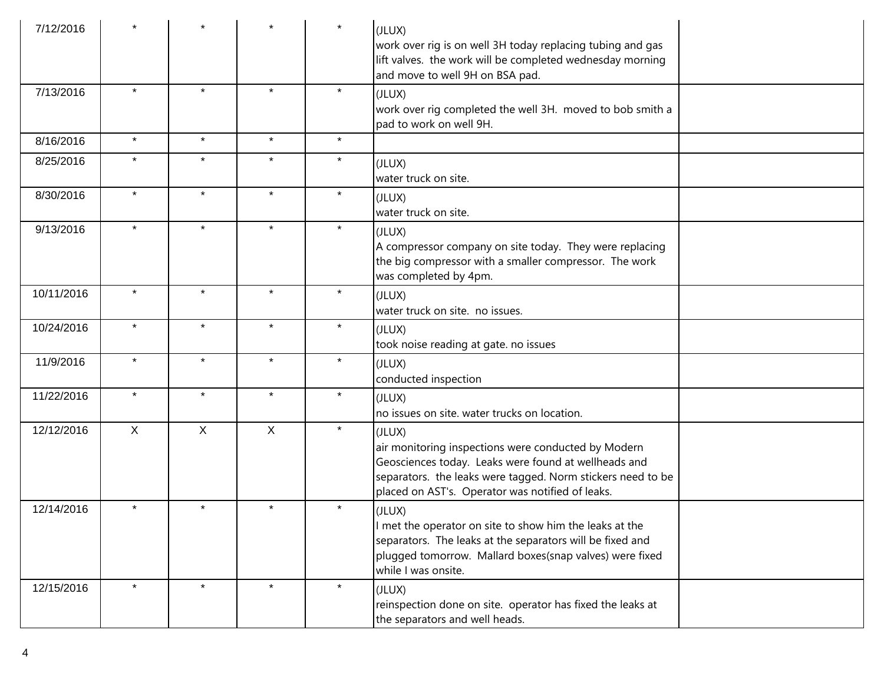| | | | | | | |
|---|---|---|---|---|---|---|
| 7/12/2016 | * | * | * | * | (JLUX)<br>work over rig is on well 3H today replacing tubing and gas lift valves. the work will be completed wednesday morning and move to well 9H on BSA pad. | |
| 7/13/2016 | * | * | * | * | (JLUX)<br>work over rig completed the well 3H. moved to bob smith a pad to work on well 9H. | |
| 8/16/2016 | * | * | * | * | | |
| 8/25/2016 | * | * | * | * | (JLUX)<br>water truck on site. | |
| 8/30/2016 | * | * | * | * | (JLUX)<br>water truck on site. | |
| 9/13/2016 | * | * | * | * | (JLUX)<br>A compressor company on site today. They were replacing the big compressor with a smaller compressor. The work was completed by 4pm. | |
| 10/11/2016 | * | * | * | * | (JLUX)<br>water truck on site. no issues. | |
| 10/24/2016 | * | * | * | * | (JLUX)<br>took noise reading at gate. no issues | |
| 11/9/2016 | * | * | * | * | (JLUX)<br>conducted inspection | |
| 11/22/2016 | * | * | * | * | (JLUX)<br>no issues on site. water trucks on location. | |
| 12/12/2016 | X | X | X | * | (JLUX)<br>air monitoring inspections were conducted by Modern Geosciences today. Leaks were found at wellheads and separators. the leaks were tagged. Norm stickers need to be placed on AST's. Operator was notified of leaks. | |
| 12/14/2016 | * | * | * | * | (JLUX)<br>I met the operator on site to show him the leaks at the separators. The leaks at the separators will be fixed and plugged tomorrow. Mallard boxes(snap valves) were fixed while I was onsite. | |
| 12/15/2016 | * | * | * | * | (JLUX)<br>reinspection done on site. operator has fixed the leaks at the separators and well heads. | |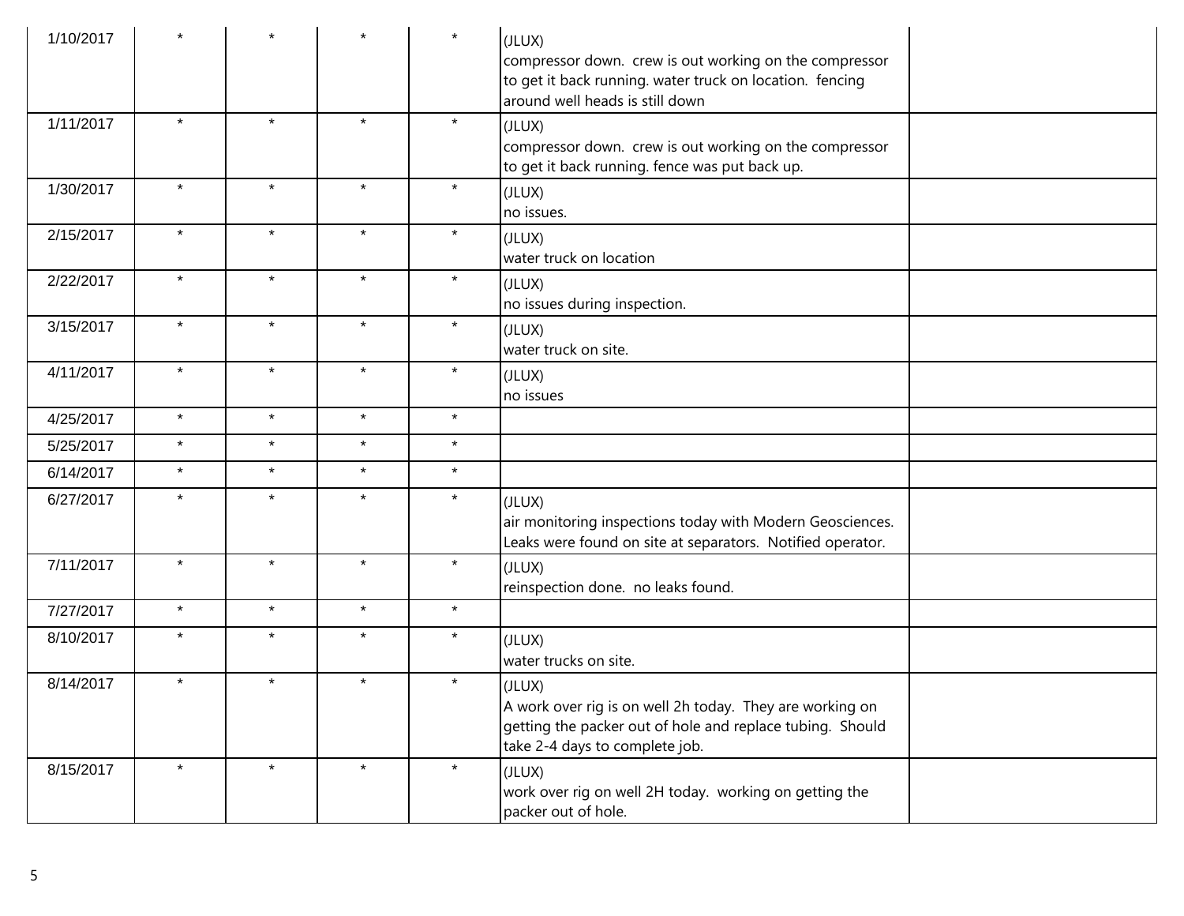| | | | | | | |
|---|---|---|---|---|---|---|
| 1/10/2017 | * | * | * | * | (JLUX)<br>compressor down. crew is out working on the compressor to get it back running. water truck on location. fencing around well heads is still down | |
| 1/11/2017 | * | * | * | * | (JLUX)<br>compressor down. crew is out working on the compressor to get it back running. fence was put back up. | |
| 1/30/2017 | * | * | * | * | (JLUX)<br>no issues. | |
| 2/15/2017 | * | * | * | * | (JLUX)<br>water truck on location | |
| 2/22/2017 | * | * | * | * | (JLUX)<br>no issues during inspection. | |
| 3/15/2017 | * | * | * | * | (JLUX)<br>water truck on site. | |
| 4/11/2017 | * | * | * | * | (JLUX)<br>no issues | |
| 4/25/2017 | * | * | * | * | | |
| 5/25/2017 | * | * | * | * | | |
| 6/14/2017 | * | * | * | * | | |
| 6/27/2017 | * | * | * | * | (JLUX)<br>air monitoring inspections today with Modern Geosciences. Leaks were found on site at separators. Notified operator. | |
| 7/11/2017 | * | * | * | * | (JLUX)<br>reinspection done. no leaks found. | |
| 7/27/2017 | * | * | * | * | | |
| 8/10/2017 | * | * | * | * | (JLUX)<br>water trucks on site. | |
| 8/14/2017 | * | * | * | * | (JLUX)<br>A work over rig is on well 2h today. They are working on getting the packer out of hole and replace tubing. Should take 2-4 days to complete job. | |
| 8/15/2017 | * | * | * | * | (JLUX)<br>work over rig on well 2H today. working on getting the packer out of hole. | |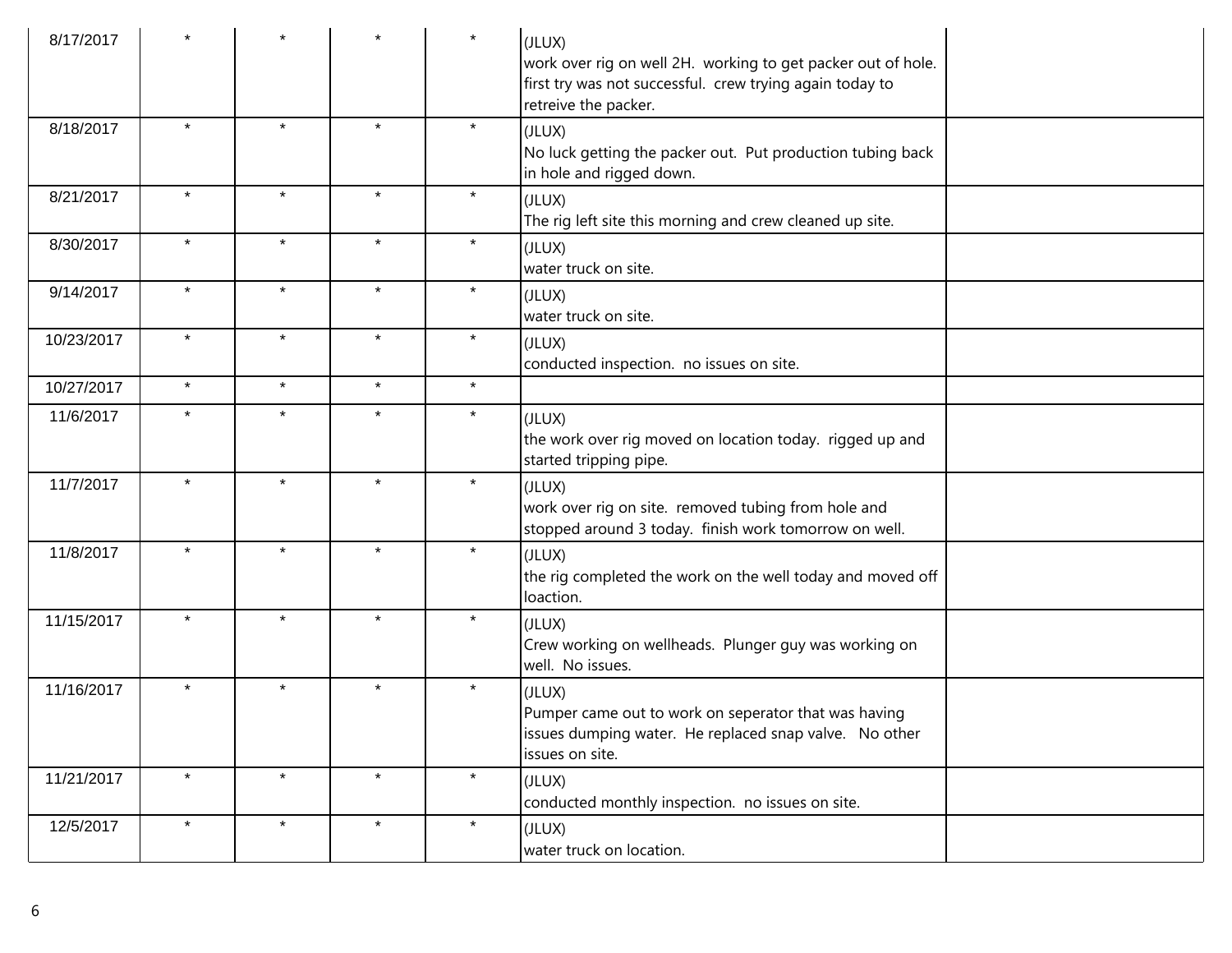| | | | | | | |
|---|---|---|---|---|---|---|
| 8/17/2017 | * | * | * | * | (JLUX)<br>work over rig on well 2H. working to get packer out of hole. first try was not successful. crew trying again today to retreive the packer. | |
| 8/18/2017 | * | * | * | * | (JLUX)<br>No luck getting the packer out. Put production tubing back in hole and rigged down. | |
| 8/21/2017 | * | * | * | * | (JLUX)<br>The rig left site this morning and crew cleaned up site. | |
| 8/30/2017 | * | * | * | * | (JLUX)<br>water truck on site. | |
| 9/14/2017 | * | * | * | * | (JLUX)<br>water truck on site. | |
| 10/23/2017 | * | * | * | * | (JLUX)<br>conducted inspection. no issues on site. | |
| 10/27/2017 | * | * | * | * | | |
| 11/6/2017 | * | * | * | * | (JLUX)<br>the work over rig moved on location today. rigged up and started tripping pipe. | |
| 11/7/2017 | * | * | * | * | (JLUX)<br>work over rig on site. removed tubing from hole and stopped around 3 today. finish work tomorrow on well. | |
| 11/8/2017 | * | * | * | * | (JLUX)<br>the rig completed the work on the well today and moved off loaction. | |
| 11/15/2017 | * | * | * | * | (JLUX)<br>Crew working on wellheads. Plunger guy was working on well. No issues. | |
| 11/16/2017 | * | * | * | * | (JLUX)<br>Pumper came out to work on seperator that was having issues dumping water. He replaced snap valve. No other issues on site. | |
| 11/21/2017 | * | * | * | * | (JLUX)<br>conducted monthly inspection. no issues on site. | |
| 12/5/2017 | * | * | * | * | (JLUX)<br>water truck on location. | |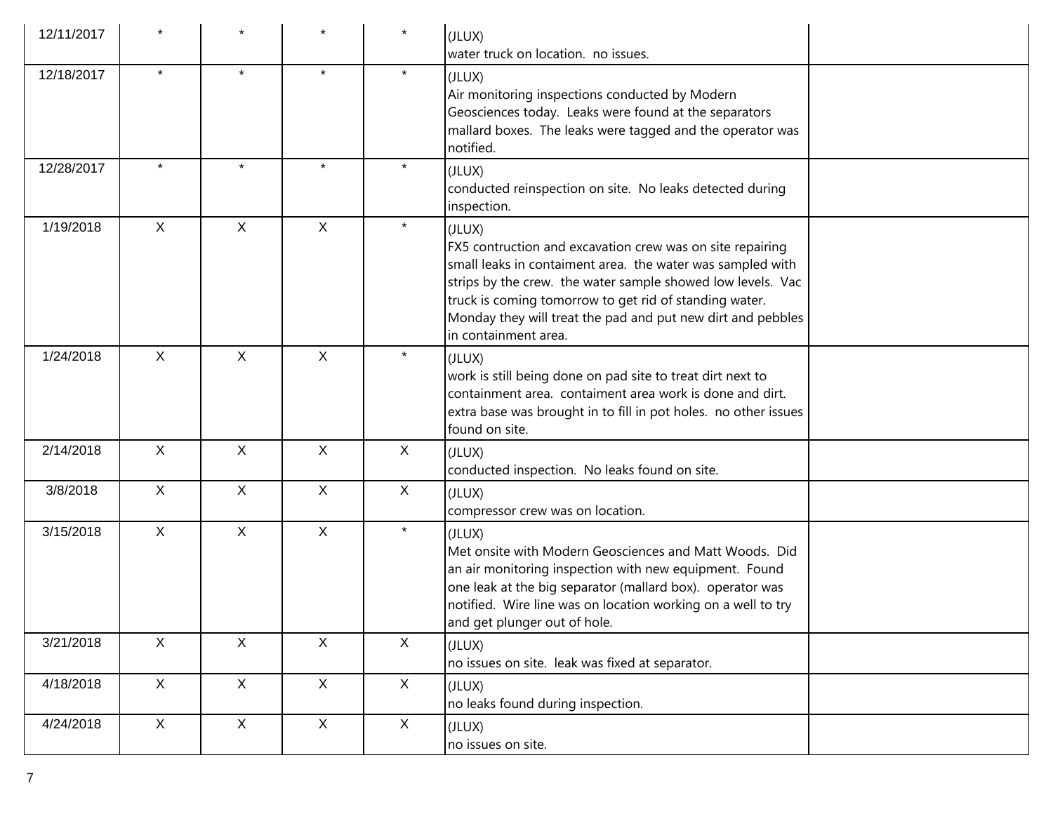| | | | | | | |
|---|---|---|---|---|---|---|
| 12/11/2017 | * | * | * | * | (JLUX)<br>water truck on location. no issues. | |
| 12/18/2017 | * | * | * | * | (JLUX)<br>Air monitoring inspections conducted by Modern Geosciences today. Leaks were found at the separators mallard boxes. The leaks were tagged and the operator was notified. | |
| 12/28/2017 | * | * | * | * | (JLUX)<br>conducted reinspection on site. No leaks detected during inspection. | |
| 1/19/2018 | X | X | X | * | (JLUX)<br>FX5 contruction and excavation crew was on site repairing small leaks in contaiment area. the water was sampled with strips by the crew. the water sample showed low levels. Vac truck is coming tomorrow to get rid of standing water. Monday they will treat the pad and put new dirt and pebbles in containment area. | |
| 1/24/2018 | X | X | X | * | (JLUX)<br>work is still being done on pad site to treat dirt next to containment area. contaiment area work is done and dirt. extra base was brought in to fill in pot holes. no other issues found on site. | |
| 2/14/2018 | X | X | X | X | (JLUX)<br>conducted inspection. No leaks found on site. | |
| 3/8/2018 | X | X | X | X | (JLUX)<br>compressor crew was on location. | |
| 3/15/2018 | X | X | X | * | (JLUX)<br>Met onsite with Modern Geosciences and Matt Woods. Did an air monitoring inspection with new equipment. Found one leak at the big separator (mallard box). operator was notified. Wire line was on location working on a well to try and get plunger out of hole. | |
| 3/21/2018 | X | X | X | X | (JLUX)<br>no issues on site. leak was fixed at separator. | |
| 4/18/2018 | X | X | X | X | (JLUX)<br>no leaks found during inspection. | |
| 4/24/2018 | X | X | X | X | (JLUX)<br>no issues on site. | |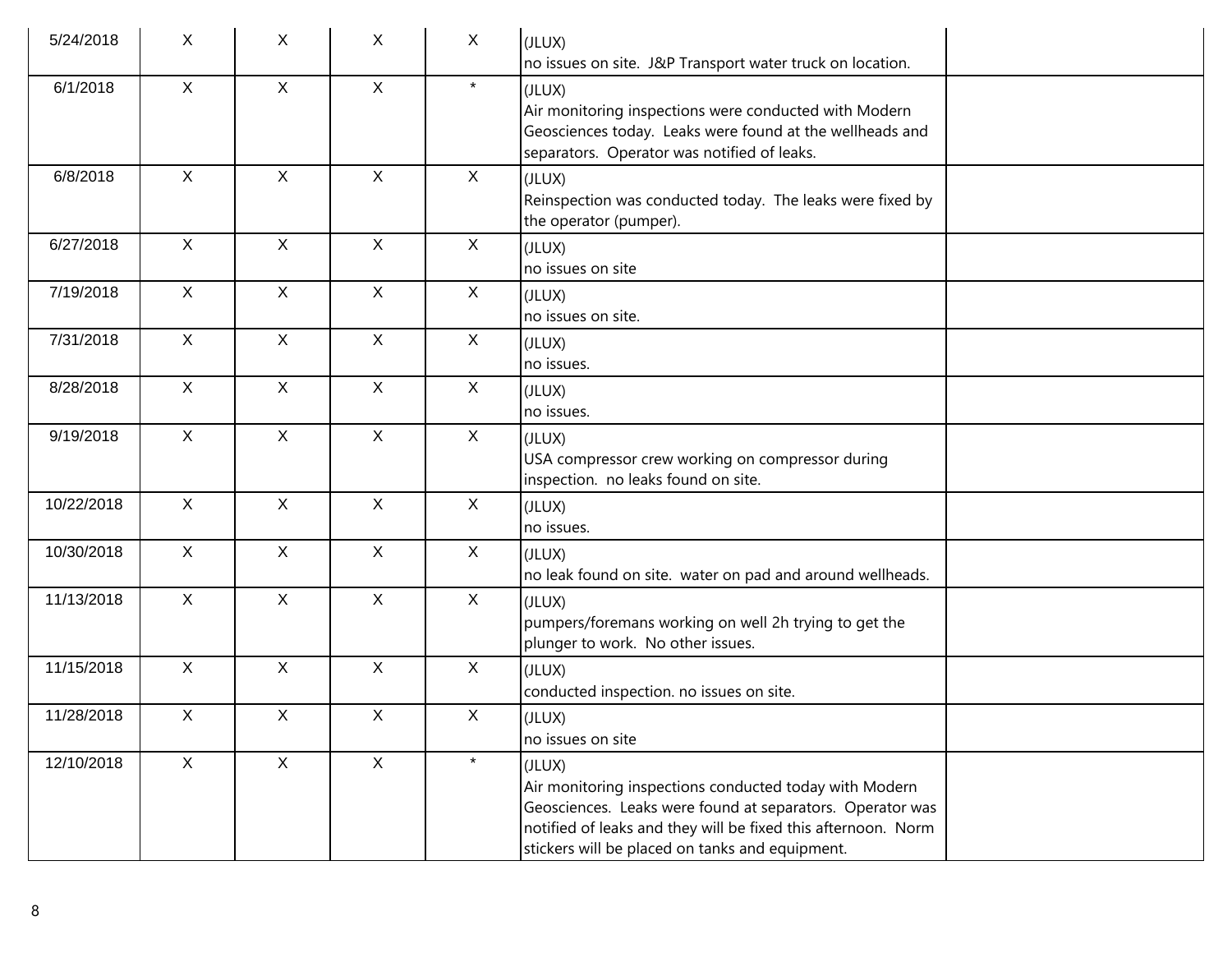| | | | | | | |
|---|---|---|---|---|---|---|
| 5/24/2018 | X | X | X | X | (JLUX)<br>no issues on site. J&P Transport water truck on location. | |
| 6/1/2018 | X | X | X | * | (JLUX)<br>Air monitoring inspections were conducted with Modern Geosciences today. Leaks were found at the wellheads and separators. Operator was notified of leaks. | |
| 6/8/2018 | X | X | X | X | (JLUX)<br>Reinspection was conducted today. The leaks were fixed by the operator (pumper). | |
| 6/27/2018 | X | X | X | X | (JLUX)<br>no issues on site | |
| 7/19/2018 | X | X | X | X | (JLUX)<br>no issues on site. | |
| 7/31/2018 | X | X | X | X | (JLUX)<br>no issues. | |
| 8/28/2018 | X | X | X | X | (JLUX)<br>no issues. | |
| 9/19/2018 | X | X | X | X | (JLUX)<br>USA compressor crew working on compressor during inspection. no leaks found on site. | |
| 10/22/2018 | X | X | X | X | (JLUX)<br>no issues. | |
| 10/30/2018 | X | X | X | X | (JLUX)<br>no leak found on site. water on pad and around wellheads. | |
| 11/13/2018 | X | X | X | X | (JLUX)<br>pumpers/foremans working on well 2h trying to get the plunger to work. No other issues. | |
| 11/15/2018 | X | X | X | X | (JLUX)<br>conducted inspection. no issues on site. | |
| 11/28/2018 | X | X | X | X | (JLUX)<br>no issues on site | |
| 12/10/2018 | X | X | X | * | (JLUX)<br>Air monitoring inspections conducted today with Modern Geosciences. Leaks were found at separators. Operator was notified of leaks and they will be fixed this afternoon. Norm stickers will be placed on tanks and equipment. | |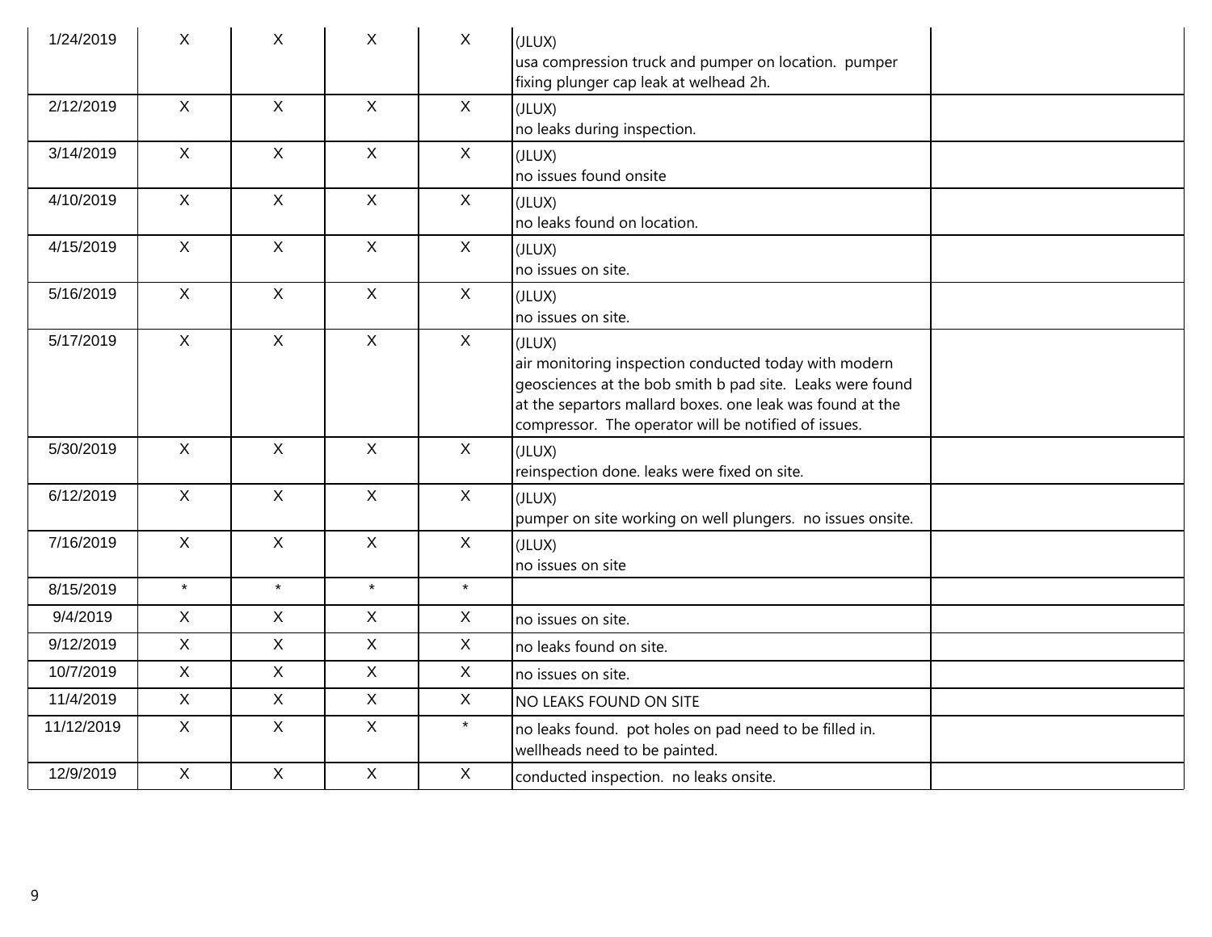| | | | | | | |
|---|---|---|---|---|---|---|
| 1/24/2019 | X | X | X | X | (JLUX)<br>usa compression truck and pumper on location. pumper fixing plunger cap leak at welhead 2h. | |
| 2/12/2019 | X | X | X | X | (JLUX)<br>no leaks during inspection. | |
| 3/14/2019 | X | X | X | X | (JLUX)<br>no issues found onsite | |
| 4/10/2019 | X | X | X | X | (JLUX)<br>no leaks found on location. | |
| 4/15/2019 | X | X | X | X | (JLUX)<br>no issues on site. | |
| 5/16/2019 | X | X | X | X | (JLUX)<br>no issues on site. | |
| 5/17/2019 | X | X | X | X | (JLUX)<br>air monitoring inspection conducted today with modern geosciences at the bob smith b pad site. Leaks were found at the separtors mallard boxes. one leak was found at the compressor. The operator will be notified of issues. | |
| 5/30/2019 | X | X | X | X | (JLUX)<br>reinspection done. leaks were fixed on site. | |
| 6/12/2019 | X | X | X | X | (JLUX)<br>pumper on site working on well plungers. no issues onsite. | |
| 7/16/2019 | X | X | X | X | (JLUX)<br>no issues on site | |
| 8/15/2019 | * | * | * | * | | |
| 9/4/2019 | X | X | X | X | no issues on site. | |
| 9/12/2019 | X | X | X | X | no leaks found on site. | |
| 10/7/2019 | X | X | X | X | no issues on site. | |
| 11/4/2019 | X | X | X | X | NO LEAKS FOUND ON SITE | |
| 11/12/2019 | X | X | X | * | no leaks found. pot holes on pad need to be filled in. wellheads need to be painted. | |
| 12/9/2019 | X | X | X | X | conducted inspection. no leaks onsite. | |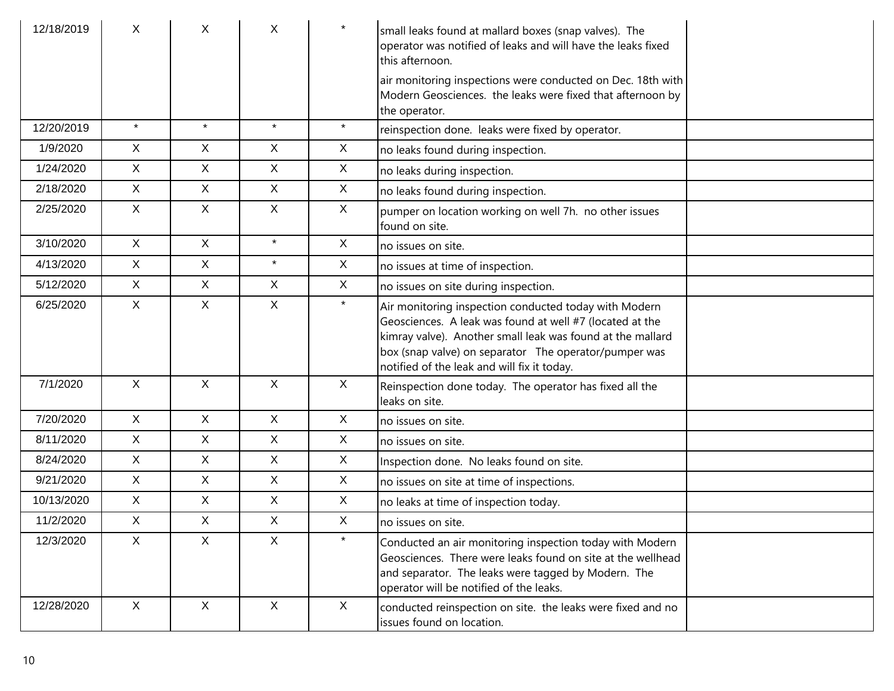| | | | | | | |
|---|---|---|---|---|---|---|
| 12/18/2019 | X | X | X | * | small leaks found at mallard boxes (snap valves). The operator was notified of leaks and will have the leaks fixed this afternoon.<br>air monitoring inspections were conducted on Dec. 18th with Modern Geosciences. the leaks were fixed that afternoon by the operator. | |
| 12/20/2019 | * | * | * | * | reinspection done. leaks were fixed by operator. | |
| 1/9/2020 | X | X | X | X | no leaks found during inspection. | |
| 1/24/2020 | X | X | X | X | no leaks during inspection. | |
| 2/18/2020 | X | X | X | X | no leaks found during inspection. | |
| 2/25/2020 | X | X | X | X | pumper on location working on well 7h. no other issues found on site. | |
| 3/10/2020 | X | X | * | X | no issues on site. | |
| 4/13/2020 | X | X | * | X | no issues at time of inspection. | |
| 5/12/2020 | X | X | X | X | no issues on site during inspection. | |
| 6/25/2020 | X | X | X | * | Air monitoring inspection conducted today with Modern Geosciences. A leak was found at well #7 (located at the kimray valve). Another small leak was found at the mallard box (snap valve) on separator The operator/pumper was notified of the leak and will fix it today. | |
| 7/1/2020 | X | X | X | X | Reinspection done today. The operator has fixed all the leaks on site. | |
| 7/20/2020 | X | X | X | X | no issues on site. | |
| 8/11/2020 | X | X | X | X | no issues on site. | |
| 8/24/2020 | X | X | X | X | Inspection done. No leaks found on site. | |
| 9/21/2020 | X | X | X | X | no issues on site at time of inspections. | |
| 10/13/2020 | X | X | X | X | no leaks at time of inspection today. | |
| 11/2/2020 | X | X | X | X | no issues on site. | |
| 12/3/2020 | X | X | X | * | Conducted an air monitoring inspection today with Modern Geosciences. There were leaks found on site at the wellhead and separator. The leaks were tagged by Modern. The operator will be notified of the leaks. | |
| 12/28/2020 | X | X | X | X | conducted reinspection on site. the leaks were fixed and no issues found on location. | |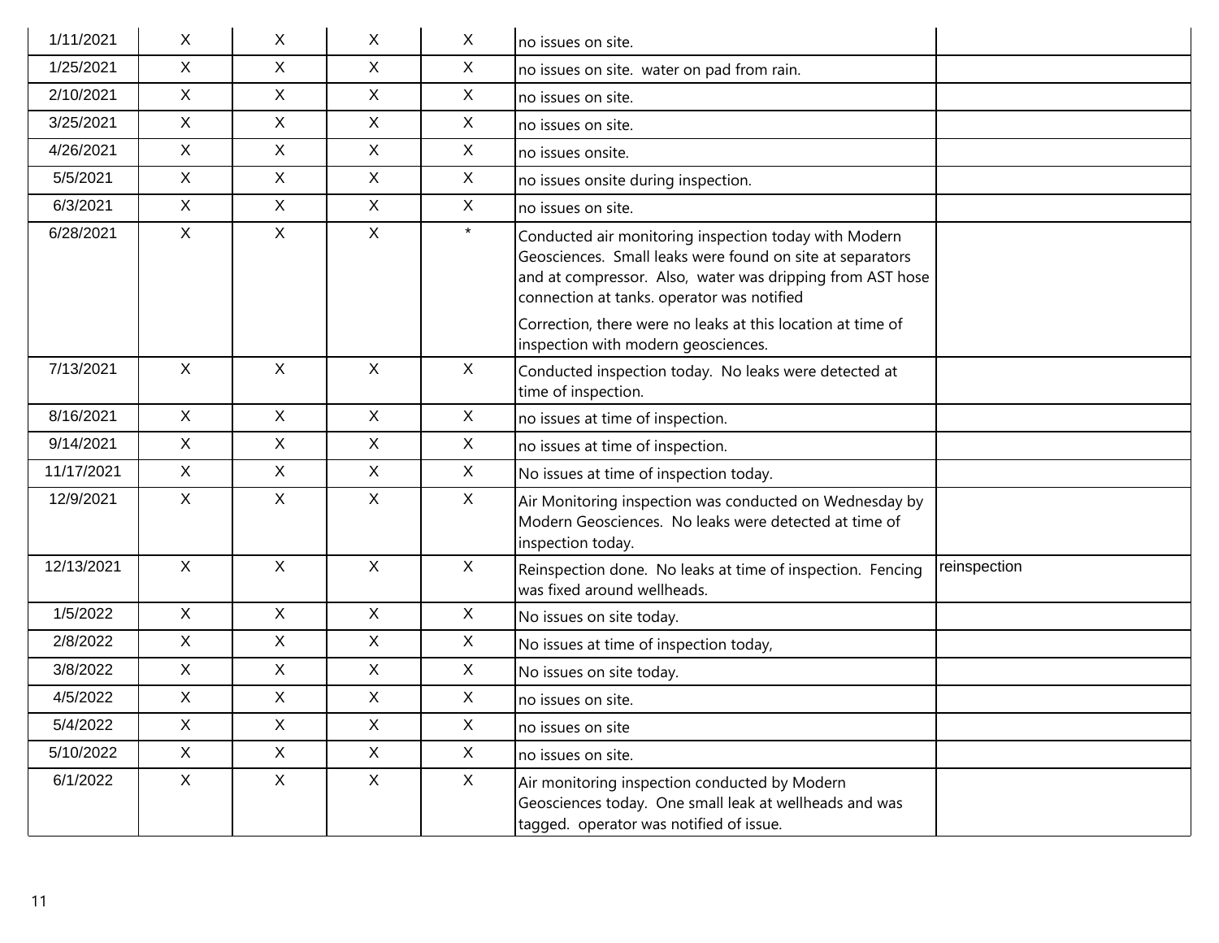| | | | | | | |
|---|---|---|---|---|---|---|
| 1/11/2021 | X | X | X | X | no issues on site. | |
| 1/25/2021 | X | X | X | X | no issues on site. water on pad from rain. | |
| 2/10/2021 | X | X | X | X | no issues on site. | |
| 3/25/2021 | X | X | X | X | no issues on site. | |
| 4/26/2021 | X | X | X | X | no issues onsite. | |
| 5/5/2021 | X | X | X | X | no issues onsite during inspection. | |
| 6/3/2021 | X | X | X | X | no issues on site. | |
| 6/28/2021 | X | X | X | * | Conducted air monitoring inspection today with Modern Geosciences. Small leaks were found on site at separators and at compressor. Also, water was dripping from AST hose connection at tanks. operator was notified<br><br>Correction, there were no leaks at this location at time of inspection with modern geosciences. | |
| 7/13/2021 | X | X | X | X | Conducted inspection today. No leaks were detected at time of inspection. | |
| 8/16/2021 | X | X | X | X | no issues at time of inspection. | |
| 9/14/2021 | X | X | X | X | no issues at time of inspection. | |
| 11/17/2021 | X | X | X | X | No issues at time of inspection today. | |
| 12/9/2021 | X | X | X | X | Air Monitoring inspection was conducted on Wednesday by Modern Geosciences. No leaks were detected at time of inspection today. | |
| 12/13/2021 | X | X | X | X | Reinspection done. No leaks at time of inspection. Fencing was fixed around wellheads. | reinspection |
| 1/5/2022 | X | X | X | X | No issues on site today. | |
| 2/8/2022 | X | X | X | X | No issues at time of inspection today, | |
| 3/8/2022 | X | X | X | X | No issues on site today. | |
| 4/5/2022 | X | X | X | X | no issues on site. | |
| 5/4/2022 | X | X | X | X | no issues on site | |
| 5/10/2022 | X | X | X | X | no issues on site. | |
| 6/1/2022 | X | X | X | X | Air monitoring inspection conducted by Modern Geosciences today. One small leak at wellheads and was tagged. operator was notified of issue. | |